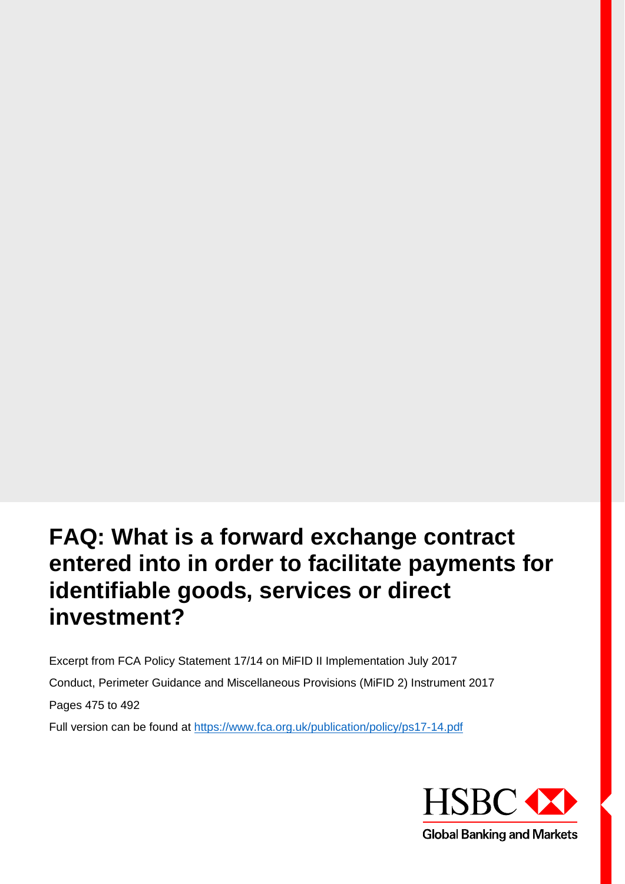# FAQ: What is a forward exchange contract entered into in order to facilitate payments for identifiable goods, services or direct investment?

Excerpt from FCA Policy Statement 17/14 on MiFID II Implementation July 2017

Conduct, Perimeter Guidance and Miscellaneous Provisions (MiFID 2) Instrument 2017

Pages 475 to 492

Full version can be found at [https://www.fca.org.uk/publication/policy/ps17-14.pdf](https://www.fca.org.uk/publication/policy/ps17-14.pdf)

HSBC

Global Banking and Markets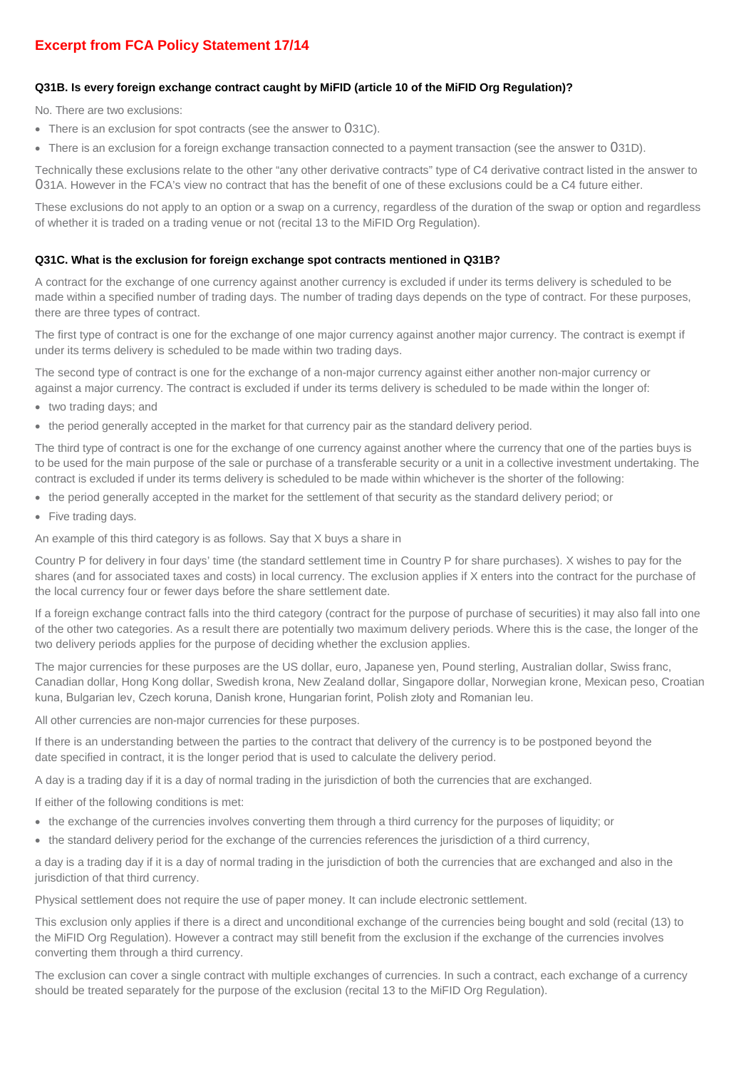# Excerpt from FCA Policy Statement 17/14

**Q31B. Is every foreign exchange contract caught by MiFID (article 10 of the MiFID Org Regulation)?**

No. There are two exclusions:

- There is an exclusion for spot contracts (see the answer to Q31C).
- There is an exclusion for a foreign exchange transaction connected to a payment transaction (see the answer to Q31D).

Technically these exclusions relate to the other "any other derivative contracts" type of C4 derivative contract listed in the answer to Q31A. However in the FCA's view no contract that has the benefit of one of these exclusions could be a C4 future either.

These exclusions do not apply to an option or a swap on a currency, regardless of the duration of the swap or option and regardless of whether it is traded on a trading venue or not (recital 13 to the MiFID Org Regulation).

**Q31C. What is the exclusion for foreign exchange spot contracts mentioned in Q31B?**

A contract for the exchange of one currency against another currency is excluded if under its terms delivery is scheduled to be made within a specified number of trading days. The number of trading days depends on the type of contract. For these purposes, there are three types of contract.

The first type of contract is one for the exchange of one major currency against another major currency. The contract is exempt if under its terms delivery is scheduled to be made within two trading days.

The second type of contract is one for the exchange of a non-major currency against either another non-major currency or against a major currency. The contract is excluded if under its terms delivery is scheduled to be made within the longer of:

- two trading days; and
- the period generally accepted in the market for that currency pair as the standard delivery period.

The third type of contract is one for the exchange of one currency against another where the currency that one of the parties buys is to be used for the main purpose of the sale or purchase of a transferable security or a unit in a collective investment undertaking. The contract is excluded if under its terms delivery is scheduled to be made within whichever is the shorter of the following:

- the period generally accepted in the market for the settlement of that security as the standard delivery period; or
- Five trading days.

An example of this third category is as follows. Say that X buys a share in

Country P for delivery in four days' time (the standard settlement time in Country P for share purchases). X wishes to pay for the shares (and for associated taxes and costs) in local currency. The exclusion applies if X enters into the contract for the purchase of the local currency four or fewer days before the share settlement date.

If a foreign exchange contract falls into the third category (contract for the purpose of purchase of securities) it may also fall into one of the other two categories. As a result there are potentially two maximum delivery periods. Where this is the case, the longer of the two delivery periods applies for the purpose of deciding whether the exclusion applies.

The major currencies for these purposes are the US dollar, euro, Japanese yen, Pound sterling, Australian dollar, Swiss franc, Canadian dollar, Hong Kong dollar, Swedish krona, New Zealand dollar, Singapore dollar, Norwegian krone, Mexican peso, Croatian kuna, Bulgarian lev, Czech koruna, Danish krone, Hungarian forint, Polish złoty and Romanian leu.

All other currencies are non-major currencies for these purposes.

If there is an understanding between the parties to the contract that delivery of the currency is to be postponed beyond the date specified in contract, it is the longer period that is used to calculate the delivery period.

A day is a trading day if it is a day of normal trading in the jurisdiction of both the currencies that are exchanged.

If either of the following conditions is met:

- the exchange of the currencies involves converting them through a third currency for the purposes of liquidity; or
- the standard delivery period for the exchange of the currencies references the jurisdiction of a third currency,

a day is a trading day if it is a day of normal trading in the jurisdiction of both the currencies that are exchanged and also in the jurisdiction of that third currency.

Physical settlement does not require the use of paper money. It can include electronic settlement.

This exclusion only applies if there is a direct and unconditional exchange of the currencies being bought and sold (recital (13) to the MiFID Org Regulation). However a contract may still benefit from the exclusion if the exchange of the currencies involves converting them through a third currency.

The exclusion can cover a single contract with multiple exchanges of currencies. In such a contract, each exchange of a currency should be treated separately for the purpose of the exclusion (recital 13 to the MiFID Org Regulation).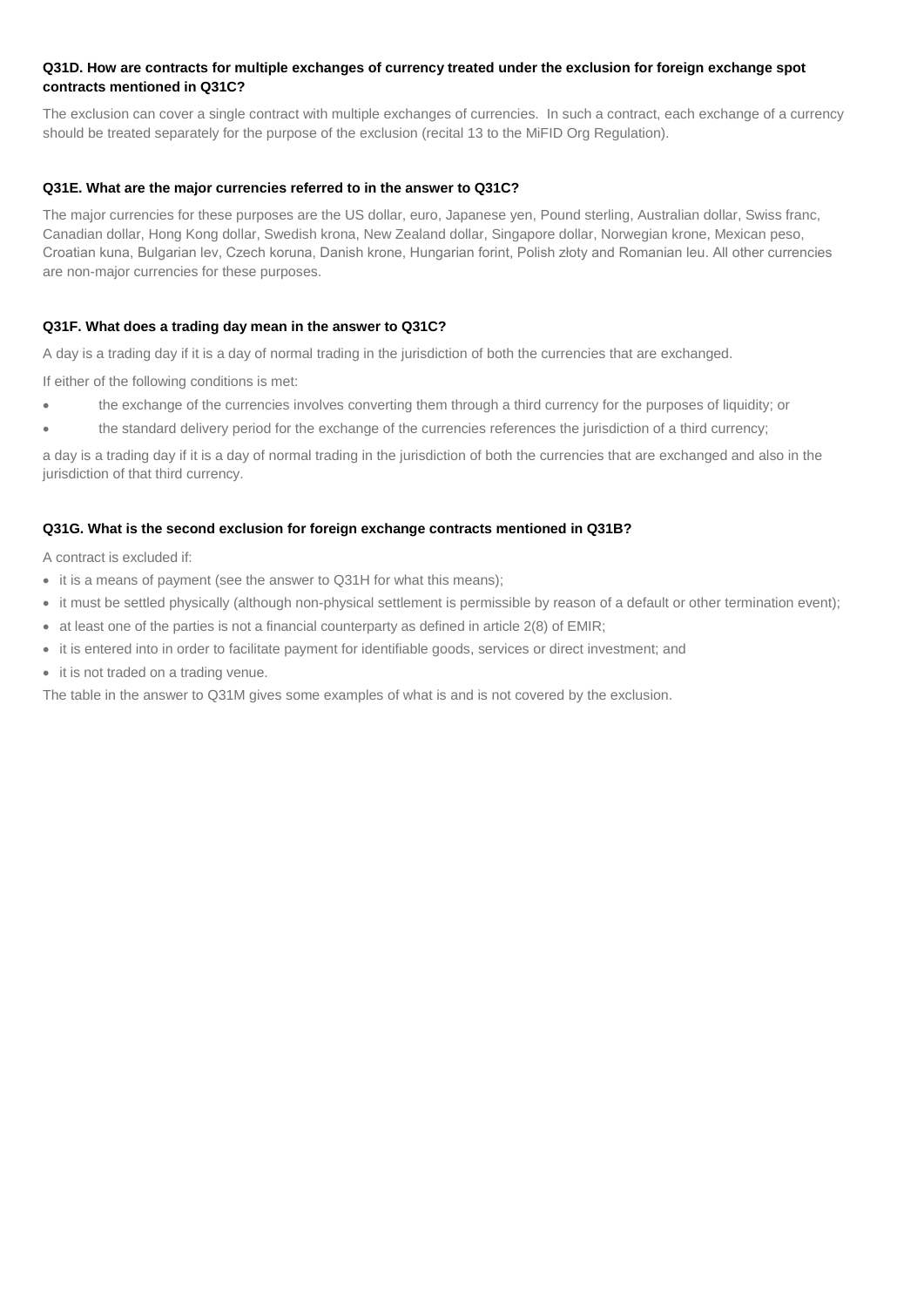**Q31D. How are contracts for multiple exchanges of currency treated under the exclusion for foreign exchange spot contracts mentioned in Q31C?**

The exclusion can cover a single contract with multiple exchanges of currencies. In such a contract, each exchange of a currency should be treated separately for the purpose of the exclusion (recital 13 to the MiFID Org Regulation).

**Q31E. What are the major currencies referred to in the answer to Q31C?**

The major currencies for these purposes are the US dollar, euro, Japanese yen, Pound sterling, Australian dollar, Swiss franc, Canadian dollar, Hong Kong dollar, Swedish krona, New Zealand dollar, Singapore dollar, Norwegian krone, Mexican peso, Croatian kuna, Bulgarian lev, Czech koruna, Danish krone, Hungarian forint, Polish złoty and Romanian leu. All other currencies are non-major currencies for these purposes.

**Q31F. What does a trading day mean in the answer to Q31C?**

A day is a trading day if it is a day of normal trading in the jurisdiction of both the currencies that are exchanged.

If either of the following conditions is met:

- the exchange of the currencies involves converting them through a third currency for the purposes of liquidity; or
- the standard delivery period for the exchange of the currencies references the jurisdiction of a third currency;

a day is a trading day if it is a day of normal trading in the jurisdiction of both the currencies that are exchanged and also in the jurisdiction of that third currency.

**Q31G. What is the second exclusion for foreign exchange contracts mentioned in Q31B?**

A contract is excluded if:

- it is a means of payment (see the answer to Q31H for what this means);
- it must be settled physically (although non-physical settlement is permissible by reason of a default or other termination event);
- at least one of the parties is not a financial counterparty as defined in article 2(8) of EMIR;
- it is entered into in order to facilitate payment for identifiable goods, services or direct investment; and
- it is not traded on a trading venue.

The table in the answer to Q31M gives some examples of what is and is not covered by the exclusion.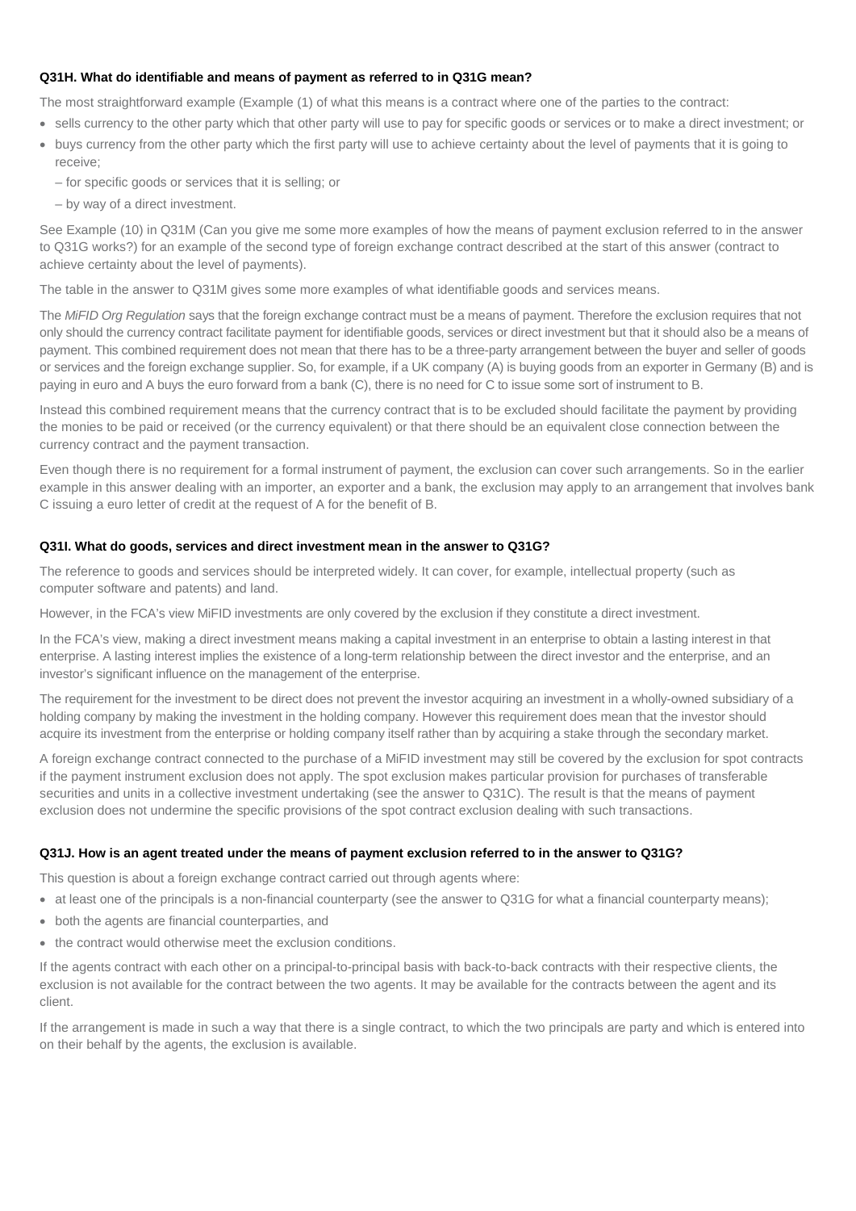### Q31H. What do identifiable and means of payment as referred to in Q31G mean?

The most straightforward example (Example (1) of what this means is a contract where one of the parties to the contract:

- sells currency to the other party which that other party will use to pay for specific goods or services or to make a direct investment; or
- buys currency from the other party which the first party will use to achieve certainty about the level of payments that it is going to receive;
  - – for specific goods or services that it is selling; or
  - – by way of a direct investment.

See Example (10) in Q31M (Can you give me some more examples of how the means of payment exclusion referred to in the answer to Q31G works?) for an example of the second type of foreign exchange contract described at the start of this answer (contract to achieve certainty about the level of payments).

The table in the answer to Q31M gives some more examples of what identifiable goods and services means.

The *MiFID Org Regulation* says that the foreign exchange contract must be a means of payment. Therefore the exclusion requires that not only should the currency contract facilitate payment for identifiable goods, services or direct investment but that it should also be a means of payment. This combined requirement does not mean that there has to be a three-party arrangement between the buyer and seller of goods or services and the foreign exchange supplier. So, for example, if a UK company (A) is buying goods from an exporter in Germany (B) and is paying in euro and A buys the euro forward from a bank (C), there is no need for C to issue some sort of instrument to B.

Instead this combined requirement means that the currency contract that is to be excluded should facilitate the payment by providing the monies to be paid or received (or the currency equivalent) or that there should be an equivalent close connection between the currency contract and the payment transaction.

Even though there is no requirement for a formal instrument of payment, the exclusion can cover such arrangements. So in the earlier example in this answer dealing with an importer, an exporter and a bank, the exclusion may apply to an arrangement that involves bank C issuing a euro letter of credit at the request of A for the benefit of B.

### Q31I. What do goods, services and direct investment mean in the answer to Q31G?

The reference to goods and services should be interpreted widely. It can cover, for example, intellectual property (such as computer software and patents) and land.

However, in the FCA's view MiFID investments are only covered by the exclusion if they constitute a direct investment.

In the FCA's view, making a direct investment means making a capital investment in an enterprise to obtain a lasting interest in that enterprise. A lasting interest implies the existence of a long-term relationship between the direct investor and the enterprise, and an investor's significant influence on the management of the enterprise.

The requirement for the investment to be direct does not prevent the investor acquiring an investment in a wholly-owned subsidiary of a holding company by making the investment in the holding company. However this requirement does mean that the investor should acquire its investment from the enterprise or holding company itself rather than by acquiring a stake through the secondary market.

A foreign exchange contract connected to the purchase of a MiFID investment may still be covered by the exclusion for spot contracts if the payment instrument exclusion does not apply. The spot exclusion makes particular provision for purchases of transferable securities and units in a collective investment undertaking (see the answer to Q31C). The result is that the means of payment exclusion does not undermine the specific provisions of the spot contract exclusion dealing with such transactions.

### Q31J. How is an agent treated under the means of payment exclusion referred to in the answer to Q31G?

This question is about a foreign exchange contract carried out through agents where:

- at least one of the principals is a non-financial counterparty (see the answer to Q31G for what a financial counterparty means);
- both the agents are financial counterparties, and
- the contract would otherwise meet the exclusion conditions.

If the agents contract with each other on a principal-to-principal basis with back-to-back contracts with their respective clients, the exclusion is not available for the contract between the two agents. It may be available for the contracts between the agent and its client.

If the arrangement is made in such a way that there is a single contract, to which the two principals are party and which is entered into on their behalf by the agents, the exclusion is available.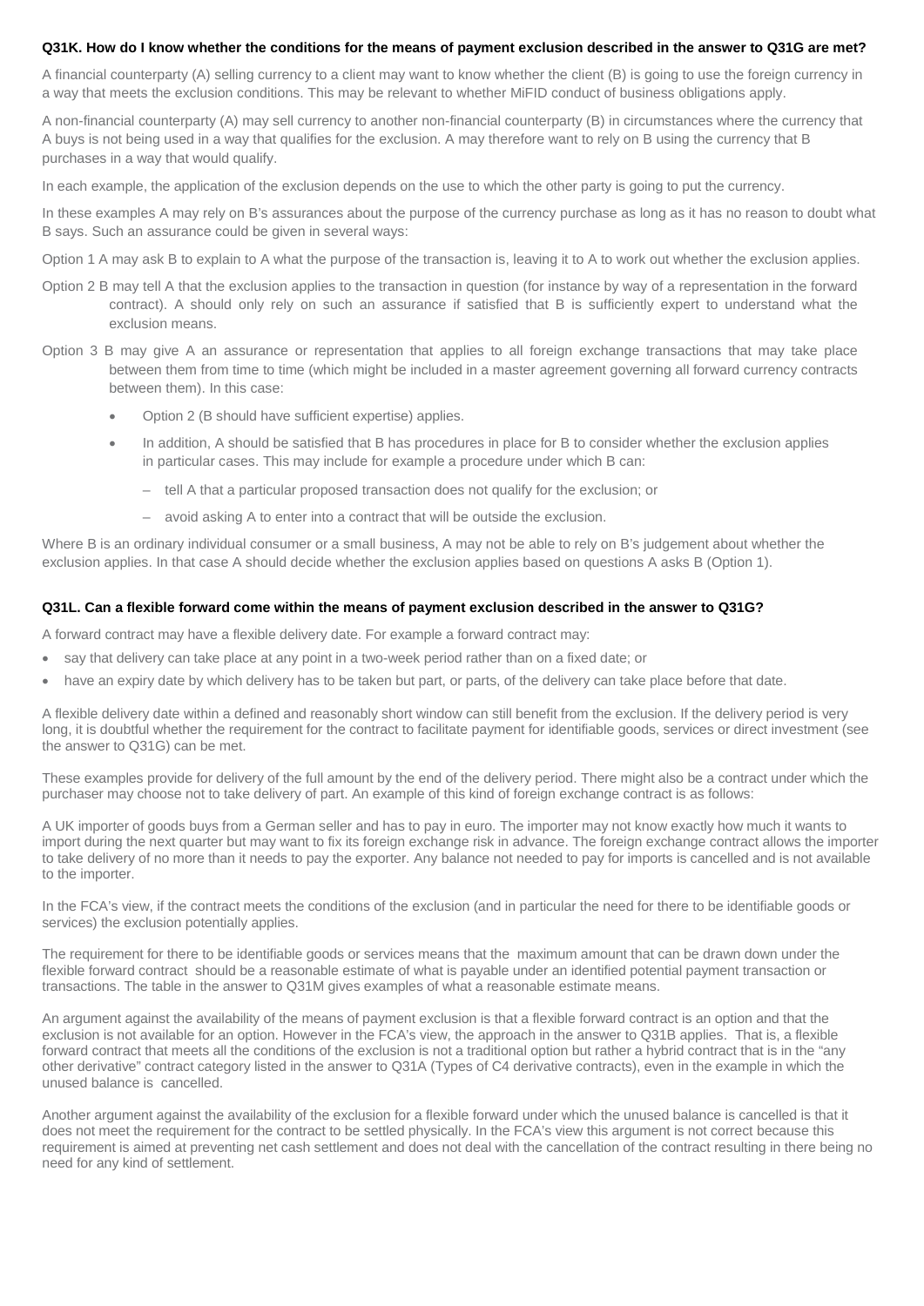### Q31K. How do I know whether the conditions for the means of payment exclusion described in the answer to Q31G are met?

A financial counterparty (A) selling currency to a client may want to know whether the client (B) is going to use the foreign currency in a way that meets the exclusion conditions. This may be relevant to whether MiFID conduct of business obligations apply.

A non-financial counterparty (A) may sell currency to another non-financial counterparty (B) in circumstances where the currency that A buys is not being used in a way that qualifies for the exclusion. A may therefore want to rely on B using the currency that B purchases in a way that would qualify.

In each example, the application of the exclusion depends on the use to which the other party is going to put the currency.

In these examples A may rely on B's assurances about the purpose of the currency purchase as long as it has no reason to doubt what B says. Such an assurance could be given in several ways:

Option 1 A may ask B to explain to A what the purpose of the transaction is, leaving it to A to work out whether the exclusion applies.

Option 2 B may tell A that the exclusion applies to the transaction in question (for instance by way of a representation in the forward contract). A should only rely on such an assurance if satisfied that B is sufficiently expert to understand what the exclusion means.

Option 3 B may give A an assurance or representation that applies to all foreign exchange transactions that may take place between them from time to time (which might be included in a master agreement governing all forward currency contracts between them). In this case:

- Option 2 (B should have sufficient expertise) applies.
- In addition, A should be satisfied that B has procedures in place for B to consider whether the exclusion applies in particular cases. This may include for example a procedure under which B can:
  - tell A that a particular proposed transaction does not qualify for the exclusion; or
  - avoid asking A to enter into a contract that will be outside the exclusion.

Where B is an ordinary individual consumer or a small business, A may not be able to rely on B's judgement about whether the exclusion applies. In that case A should decide whether the exclusion applies based on questions A asks B (Option 1).

### Q31L. Can a flexible forward come within the means of payment exclusion described in the answer to Q31G?

A forward contract may have a flexible delivery date. For example a forward contract may:

- say that delivery can take place at any point in a two-week period rather than on a fixed date; or
- have an expiry date by which delivery has to be taken but part, or parts, of the delivery can take place before that date.

A flexible delivery date within a defined and reasonably short window can still benefit from the exclusion. If the delivery period is very long, it is doubtful whether the requirement for the contract to facilitate payment for identifiable goods, services or direct investment (see the answer to Q31G) can be met.

These examples provide for delivery of the full amount by the end of the delivery period. There might also be a contract under which the purchaser may choose not to take delivery of part. An example of this kind of foreign exchange contract is as follows:

A UK importer of goods buys from a German seller and has to pay in euro. The importer may not know exactly how much it wants to import during the next quarter but may want to fix its foreign exchange risk in advance. The foreign exchange contract allows the importer to take delivery of no more than it needs to pay the exporter. Any balance not needed to pay for imports is cancelled and is not available to the importer.

In the FCA's view, if the contract meets the conditions of the exclusion (and in particular the need for there to be identifiable goods or services) the exclusion potentially applies.

The requirement for there to be identifiable goods or services means that the maximum amount that can be drawn down under the flexible forward contract should be a reasonable estimate of what is payable under an identified potential payment transaction or transactions. The table in the answer to Q31M gives examples of what a reasonable estimate means.

An argument against the availability of the means of payment exclusion is that a flexible forward contract is an option and that the exclusion is not available for an option. However in the FCA's view, the approach in the answer to Q31B applies. That is, a flexible forward contract that meets all the conditions of the exclusion is not a traditional option but rather a hybrid contract that is in the "any other derivative" contract category listed in the answer to Q31A (Types of C4 derivative contracts), even in the example in which the unused balance is cancelled.

Another argument against the availability of the exclusion for a flexible forward under which the unused balance is cancelled is that it does not meet the requirement for the contract to be settled physically. In the FCA's view this argument is not correct because this requirement is aimed at preventing net cash settlement and does not deal with the cancellation of the contract resulting in there being no need for any kind of settlement.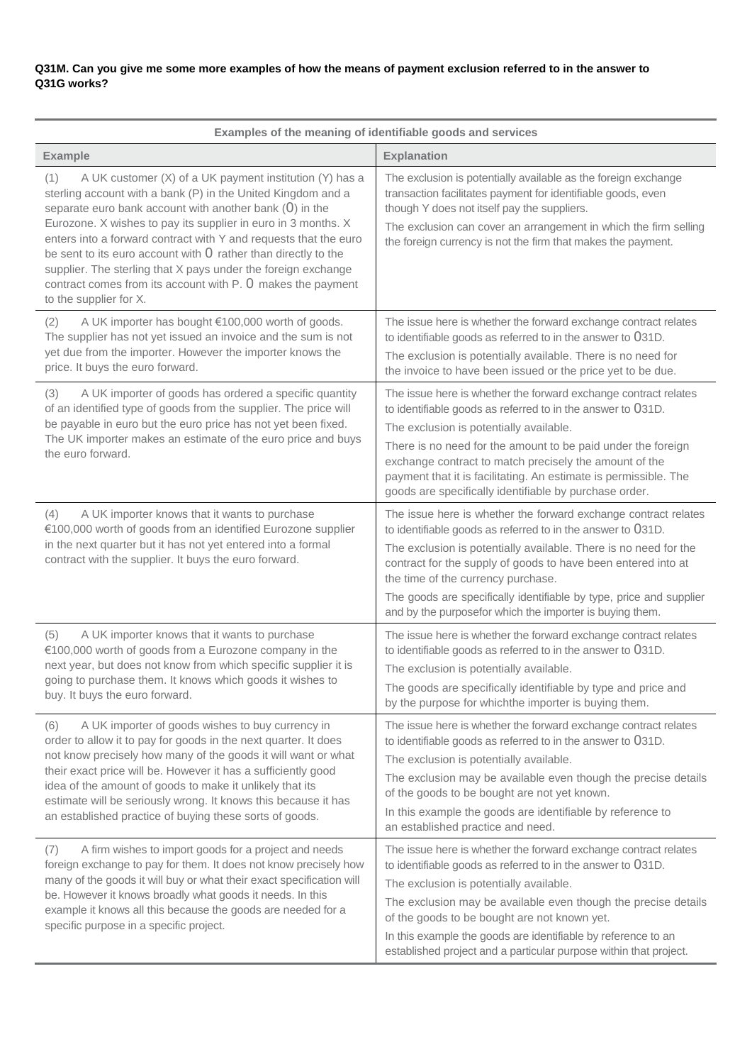**Q31M. Can you give me some more examples of how the means of payment exclusion referred to in the answer to Q31G works?**

| Examples of the meaning of identifiable goods and services | |
|---|---|
| **Example** | **Explanation** |
| (1) A UK customer (X) of a UK payment institution (Y) has a sterling account with a bank (P) in the United Kingdom and a separate euro bank account with another bank (O) in the Eurozone. X wishes to pay its supplier in euro in 3 months. X enters into a forward contract with Y and requests that the euro be sent to its euro account with O rather than directly to the supplier. The sterling that X pays under the foreign exchange contract comes from its account with P. O makes the payment to the supplier for X. | The exclusion is potentially available as the foreign exchange transaction facilitates payment for identifiable goods, even though Y does not itself pay the suppliers. The exclusion can cover an arrangement in which the firm selling the foreign currency is not the firm that makes the payment. |
| (2) A UK importer has bought €100,000 worth of goods. The supplier has not yet issued an invoice and the sum is not yet due from the importer. However the importer knows the price. It buys the euro forward. | The issue here is whether the forward exchange contract relates to identifiable goods as referred to in the answer to Q31D. The exclusion is potentially available. There is no need for the invoice to have been issued or the price yet to be due. |
| (3) A UK importer of goods has ordered a specific quantity of an identified type of goods from the supplier. The price will be payable in euro but the euro price has not yet been fixed. The UK importer makes an estimate of the euro price and buys the euro forward. | The issue here is whether the forward exchange contract relates to identifiable goods as referred to in the answer to Q31D. The exclusion is potentially available. There is no need for the amount to be paid under the foreign exchange contract to match precisely the amount of the payment that it is facilitating. An estimate is permissible. The goods are specifically identifiable by purchase order. |
| (4) A UK importer knows that it wants to purchase €100,000 worth of goods from an identified Eurozone supplier in the next quarter but it has not yet entered into a formal contract with the supplier. It buys the euro forward. | The issue here is whether the forward exchange contract relates to identifiable goods as referred to in the answer to Q31D. The exclusion is potentially available. There is no need for the contract for the supply of goods to have been entered into at the time of the currency purchase. The goods are specifically identifiable by type, price and supplier and by the purposefor which the importer is buying them. |
| (5) A UK importer knows that it wants to purchase €100,000 worth of goods from a Eurozone company in the next year, but does not know from which specific supplier it is going to purchase them. It knows which goods it wishes to buy. It buys the euro forward. | The issue here is whether the forward exchange contract relates to identifiable goods as referred to in the answer to Q31D. The exclusion is potentially available. The goods are specifically identifiable by type and price and by the purpose for whichthe importer is buying them. |
| (6) A UK importer of goods wishes to buy currency in order to allow it to pay for goods in the next quarter. It does not know precisely how many of the goods it will want or what their exact price will be. However it has a sufficiently good idea of the amount of goods to make it unlikely that its estimate will be seriously wrong. It knows this because it has an established practice of buying these sorts of goods. | The issue here is whether the forward exchange contract relates to identifiable goods as referred to in the answer to Q31D. The exclusion is potentially available. The exclusion may be available even though the precise details of the goods to be bought are not yet known. In this example the goods are identifiable by reference to an established practice and need. |
| (7) A firm wishes to import goods for a project and needs foreign exchange to pay for them. It does not know precisely how many of the goods it will buy or what their exact specification will be. However it knows broadly what goods it needs. In this example it knows all this because the goods are needed for a specific purpose in a specific project. | The issue here is whether the forward exchange contract relates to identifiable goods as referred to in the answer to Q31D. The exclusion is potentially available. The exclusion may be available even though the precise details of the goods to be bought are not known yet. In this example the goods are identifiable by reference to an established project and a particular purpose within that project. |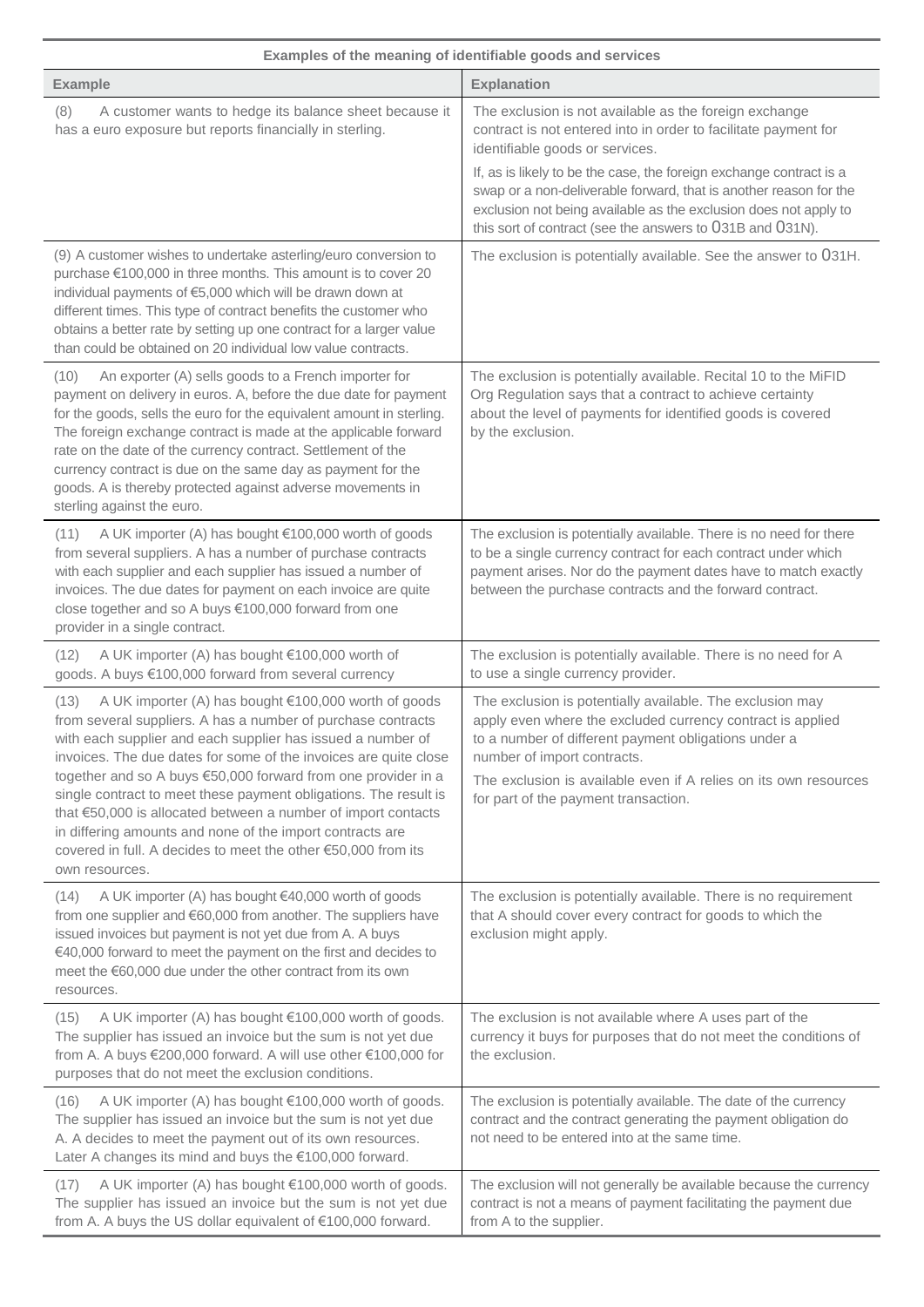| Examples of the meaning of identifiable goods and services | |
|---|---|
| **Example** | **Explanation** |
| (8) A customer wants to hedge its balance sheet because it has a euro exposure but reports financially in sterling. | The exclusion is not available as the foreign exchange contract is not entered into in order to facilitate payment for identifiable goods or services. If, as is likely to be the case, the foreign exchange contract is a swap or a non-deliverable forward, that is another reason for the exclusion not being available as the exclusion does not apply to this sort of contract (see the answers to Q31B and Q31N). |
| (9) A customer wishes to undertake asterling/euro conversion to purchase €100,000 in three months. This amount is to cover 20 individual payments of €5,000 which will be drawn down at different times. This type of contract benefits the customer who obtains a better rate by setting up one contract for a larger value than could be obtained on 20 individual low value contracts. | The exclusion is potentially available. See the answer to Q31H. |
| (10) An exporter (A) sells goods to a French importer for payment on delivery in euros. A, before the due date for payment for the goods, sells the euro for the equivalent amount in sterling. The foreign exchange contract is made at the applicable forward rate on the date of the currency contract. Settlement of the currency contract is due on the same day as payment for the goods. A is thereby protected against adverse movements in sterling against the euro. | The exclusion is potentially available. Recital 10 to the MiFID Org Regulation says that a contract to achieve certainty about the level of payments for identified goods is covered by the exclusion. |
| (11) A UK importer (A) has bought €100,000 worth of goods from several suppliers. A has a number of purchase contracts with each supplier and each supplier has issued a number of invoices. The due dates for payment on each invoice are quite close together and so A buys €100,000 forward from one provider in a single contract. | The exclusion is potentially available. There is no need for there to be a single currency contract for each contract under which payment arises. Nor do the payment dates have to match exactly between the purchase contracts and the forward contract. |
| (12) A UK importer (A) has bought €100,000 worth of goods. A buys €100,000 forward from several currency | The exclusion is potentially available. There is no need for A to use a single currency provider. |
| (13) A UK importer (A) has bought €100,000 worth of goods from several suppliers. A has a number of purchase contracts with each supplier and each supplier has issued a number of invoices. The due dates for some of the invoices are quite close together and so A buys €50,000 forward from one provider in a single contract to meet these payment obligations. The result is that €50,000 is allocated between a number of import contacts in differing amounts and none of the import contracts are covered in full. A decides to meet the other €50,000 from its own resources. | The exclusion is potentially available. The exclusion may apply even where the excluded currency contract is applied to a number of different payment obligations under a number of import contracts. The exclusion is available even if A relies on its own resources for part of the payment transaction. |
| (14) A UK importer (A) has bought €40,000 worth of goods from one supplier and €60,000 from another. The suppliers have issued invoices but payment is not yet due from A. A buys €40,000 forward to meet the payment on the first and decides to meet the €60,000 due under the other contract from its own resources. | The exclusion is potentially available. There is no requirement that A should cover every contract for goods to which the exclusion might apply. |
| (15) A UK importer (A) has bought €100,000 worth of goods. The supplier has issued an invoice but the sum is not yet due from A. A buys €200,000 forward. A will use other €100,000 for purposes that do not meet the exclusion conditions. | The exclusion is not available where A uses part of the currency it buys for purposes that do not meet the conditions of the exclusion. |
| (16) A UK importer (A) has bought €100,000 worth of goods. The supplier has issued an invoice but the sum is not yet due A. A decides to meet the payment out of its own resources. Later A changes its mind and buys the €100,000 forward. | The exclusion is potentially available. The date of the currency contract and the contract generating the payment obligation do not need to be entered into at the same time. |
| (17) A UK importer (A) has bought €100,000 worth of goods. The supplier has issued an invoice but the sum is not yet due from A. A buys the US dollar equivalent of €100,000 forward. | The exclusion will not generally be available because the currency contract is not a means of payment facilitating the payment due from A to the supplier. |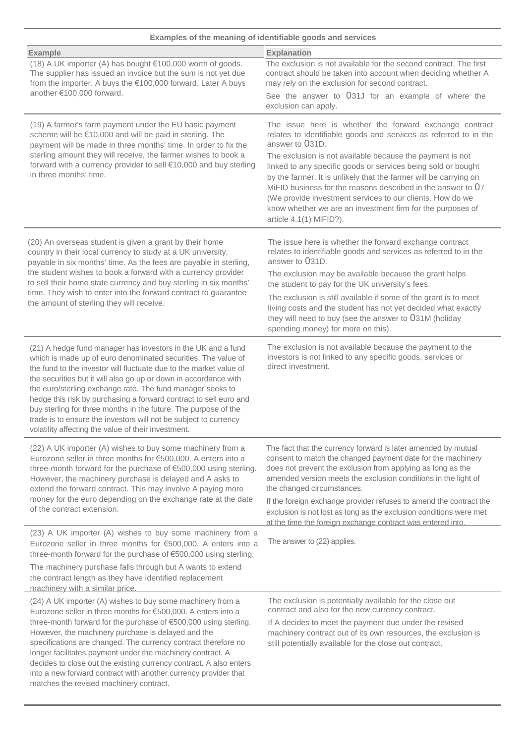**Examples of the meaning of identifiable goods and services**

| Example | Explanation |
|---|---|
| (18) A UK importer (A) has bought €100,000 worth of goods. The supplier has issued an invoice but the sum is not yet due from the importer. A buys the €100,000 forward. Later A buys another €100,000 forward. | The exclusion is not available for the second contract. The first contract should be taken into account when deciding whether A may rely on the exclusion for second contract.<br>See the answer to Q31J for an example of where the exclusion can apply. |
| (19) A farmer's farm payment under the EU basic payment scheme will be €10,000 and will be paid in sterling. The payment will be made in three months' time. In order to fix the sterling amount they will receive, the farmer wishes to book a forward with a currency provider to sell €10,000 and buy sterling in three months' time. | The issue here is whether the forward exchange contract relates to identifiable goods and services as referred to in the answer to Q31D.<br>The exclusion is not available because the payment is not linked to any specific goods or services being sold or bought by the farmer. It is unlikely that the farmer will be carrying on MiFID business for the reasons described in the answer to Q7 (We provide investment services to our clients. How do we know whether we are an investment firm for the purposes of article 4.1(1) MiFID?). |
| (20) An overseas student is given a grant by their home country in their local currency to study at a UK university, payable in six months' time. As the fees are payable in sterling, the student wishes to book a forward with a currency provider to sell their home state currency and buy sterling in six months' time. They wish to enter into the forward contract to guarantee the amount of sterling they will receive. | The issue here is whether the forward exchange contract relates to identifiable goods and services as referred to in the answer to Q31D.<br>The exclusion may be available because the grant helps the student to pay for the UK university's fees.<br>The exclusion is still available if some of the grant is to meet living costs and the student has not yet decided what exactly they will need to buy (see the answer to Q31M (holiday spending money) for more on this). |
| (21) A hedge fund manager has investors in the UK and a fund which is made up of euro denominated securities. The value of the fund to the investor will fluctuate due to the market value of the securities but it will also go up or down in accordance with the euro/sterling exchange rate. The fund manager seeks to hedge this risk by purchasing a forward contract to sell euro and buy sterling for three months in the future. The purpose of the trade is to ensure the investors will not be subject to currency volatility affecting the value of their investment. | The exclusion is not available because the payment to the investors is not linked to any specific goods, services or direct investment. |
| (22) A UK importer (A) wishes to buy some machinery from a Eurozone seller in three months for €500,000. A enters into a three-month forward for the purchase of €500,000 using sterling. However, the machinery purchase is delayed and A asks to extend the forward contract. This may involve A paying more money for the euro depending on the exchange rate at the date of the contract extension. | The fact that the currency forward is later amended by mutual consent to match the changed payment date for the machinery does not prevent the exclusion from applying as long as the amended version meets the exclusion conditions in the light of the changed circumstances.<br>If the foreign exchange provider refuses to amend the contract the exclusion is not lost as long as the exclusion conditions were met at the time the foreign exchange contract was entered into. |
| (23) A UK importer (A) wishes to buy some machinery from a Eurozone seller in three months for €500,000. A enters into a three-month forward for the purchase of €500,000 using sterling.<br>The machinery purchase falls through but A wants to extend the contract length as they have identified replacement machinery with a similar price. | The answer to (22) applies. |
| (24) A UK importer (A) wishes to buy some machinery from a Eurozone seller in three months for €500,000. A enters into a three-month forward for the purchase of €500,000 using sterling. However, the machinery purchase is delayed and the specifications are changed. The currency contract therefore no longer facilitates payment under the machinery contract. A decides to close out the existing currency contract. A also enters into a new forward contract with another currency provider that matches the revised machinery contract. | The exclusion is potentially available for the close out contract and also for the new currency contract.<br>If A decides to meet the payment due under the revised machinery contract out of its own resources, the exclusion is still potentially available for the close out contract. |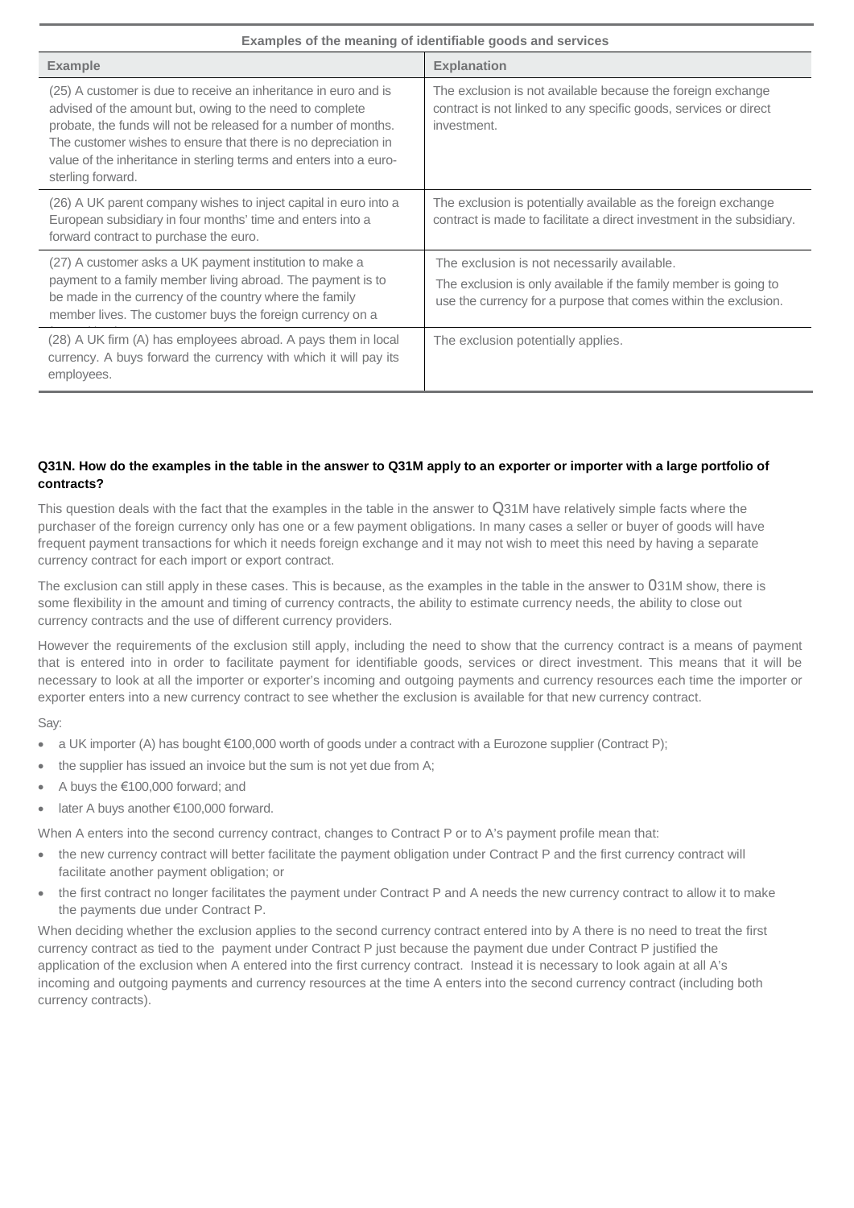| Examples of the meaning of identifiable goods and services | |
|---|---|
| **Example** | **Explanation** |
| (25) A customer is due to receive an inheritance in euro and is advised of the amount but, owing to the need to complete probate, the funds will not be released for a number of months. The customer wishes to ensure that there is no depreciation in value of the inheritance in sterling terms and enters into a euro-sterling forward. | The exclusion is not available because the foreign exchange contract is not linked to any specific goods, services or direct investment. |
| (26) A UK parent company wishes to inject capital in euro into a European subsidiary in four months' time and enters into a forward contract to purchase the euro. | The exclusion is potentially available as the foreign exchange contract is made to facilitate a direct investment in the subsidiary. |
| (27) A customer asks a UK payment institution to make a payment to a family member living abroad. The payment is to be made in the currency of the country where the family member lives. The customer buys the foreign currency on a | The exclusion is not necessarily available. The exclusion is only available if the family member is going to use the currency for a purpose that comes within the exclusion. |
| (28) A UK firm (A) has employees abroad. A pays them in local currency. A buys forward the currency with which it will pay its employees. | The exclusion potentially applies. |

**Q31N. How do the examples in the table in the answer to Q31M apply to an exporter or importer with a large portfolio of contracts?**

This question deals with the fact that the examples in the table in the answer to Q31M have relatively simple facts where the purchaser of the foreign currency only has one or a few payment obligations. In many cases a seller or buyer of goods will have frequent payment transactions for which it needs foreign exchange and it may not wish to meet this need by having a separate currency contract for each import or export contract.

The exclusion can still apply in these cases. This is because, as the examples in the table in the answer to 031M show, there is some flexibility in the amount and timing of currency contracts, the ability to estimate currency needs, the ability to close out currency contracts and the use of different currency providers.

However the requirements of the exclusion still apply, including the need to show that the currency contract is a means of payment that is entered into in order to facilitate payment for identifiable goods, services or direct investment. This means that it will be necessary to look at all the importer or exporter's incoming and outgoing payments and currency resources each time the importer or exporter enters into a new currency contract to see whether the exclusion is available for that new currency contract.

Say:

- a UK importer (A) has bought €100,000 worth of goods under a contract with a Eurozone supplier (Contract P);
- the supplier has issued an invoice but the sum is not yet due from A;
- A buys the €100,000 forward; and
- later A buys another €100,000 forward.

When A enters into the second currency contract, changes to Contract P or to A's payment profile mean that:

- the new currency contract will better facilitate the payment obligation under Contract P and the first currency contract will facilitate another payment obligation; or
- the first contract no longer facilitates the payment under Contract P and A needs the new currency contract to allow it to make the payments due under Contract P.

When deciding whether the exclusion applies to the second currency contract entered into by A there is no need to treat the first currency contract as tied to the payment under Contract P just because the payment due under Contract P justified the application of the exclusion when A entered into the first currency contract. Instead it is necessary to look again at all A's incoming and outgoing payments and currency resources at the time A enters into the second currency contract (including both currency contracts).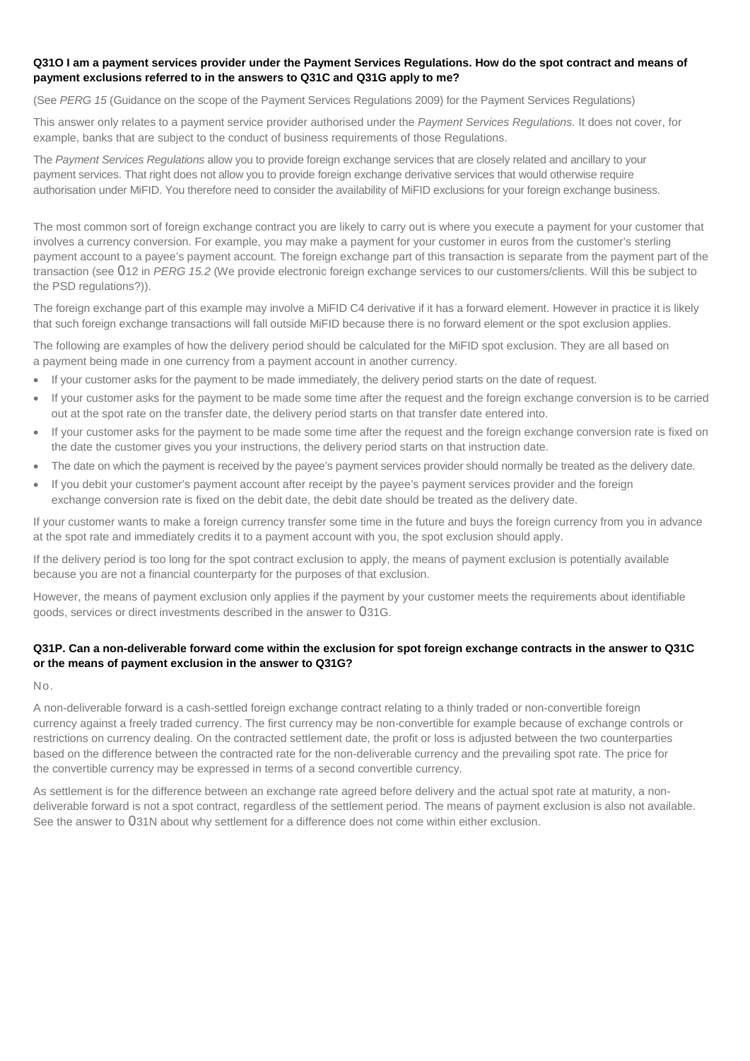**Q31O I am a payment services provider under the Payment Services Regulations. How do the spot contract and means of payment exclusions referred to in the answers to Q31C and Q31G apply to me?**

(See *PERG 15* (Guidance on the scope of the Payment Services Regulations 2009) for the Payment Services Regulations)

This answer only relates to a payment service provider authorised under the *Payment Services Regulations*. It does not cover, for example, banks that are subject to the conduct of business requirements of those Regulations.

The *Payment Services Regulations* allow you to provide foreign exchange services that are closely related and ancillary to your payment services. That right does not allow you to provide foreign exchange derivative services that would otherwise require authorisation under MiFID. You therefore need to consider the availability of MiFID exclusions for your foreign exchange business.

The most common sort of foreign exchange contract you are likely to carry out is where you execute a payment for your customer that involves a currency conversion. For example, you may make a payment for your customer in euros from the customer's sterling payment account to a payee's payment account. The foreign exchange part of this transaction is separate from the payment part of the transaction (see Q12 in *PERG 15.2* (We provide electronic foreign exchange services to our customers/clients. Will this be subject to the PSD regulations?)).

The foreign exchange part of this example may involve a MiFID C4 derivative if it has a forward element. However in practice it is likely that such foreign exchange transactions will fall outside MiFID because there is no forward element or the spot exclusion applies.

The following are examples of how the delivery period should be calculated for the MiFID spot exclusion. They are all based on a payment being made in one currency from a payment account in another currency.

- If your customer asks for the payment to be made immediately, the delivery period starts on the date of request.
- If your customer asks for the payment to be made some time after the request and the foreign exchange conversion is to be carried out at the spot rate on the transfer date, the delivery period starts on that transfer date entered into.
- If your customer asks for the payment to be made some time after the request and the foreign exchange conversion rate is fixed on the date the customer gives you your instructions, the delivery period starts on that instruction date.
- The date on which the payment is received by the payee's payment services provider should normally be treated as the delivery date.
- If you debit your customer's payment account after receipt by the payee's payment services provider and the foreign exchange conversion rate is fixed on the debit date, the debit date should be treated as the delivery date.

If your customer wants to make a foreign currency transfer some time in the future and buys the foreign currency from you in advance at the spot rate and immediately credits it to a payment account with you, the spot exclusion should apply.

If the delivery period is too long for the spot contract exclusion to apply, the means of payment exclusion is potentially available because you are not a financial counterparty for the purposes of that exclusion.

However, the means of payment exclusion only applies if the payment by your customer meets the requirements about identifiable goods, services or direct investments described in the answer to Q31G.

**Q31P. Can a non-deliverable forward come within the exclusion for spot foreign exchange contracts in the answer to Q31C or the means of payment exclusion in the answer to Q31G?**

No.

A non-deliverable forward is a cash-settled foreign exchange contract relating to a thinly traded or non-convertible foreign currency against a freely traded currency. The first currency may be non-convertible for example because of exchange controls or restrictions on currency dealing. On the contracted settlement date, the profit or loss is adjusted between the two counterparties based on the difference between the contracted rate for the non-deliverable currency and the prevailing spot rate. The price for the convertible currency may be expressed in terms of a second convertible currency.

As settlement is for the difference between an exchange rate agreed before delivery and the actual spot rate at maturity, a non-deliverable forward is not a spot contract, regardless of the settlement period. The means of payment exclusion is also not available. See the answer to Q31N about why settlement for a difference does not come within either exclusion.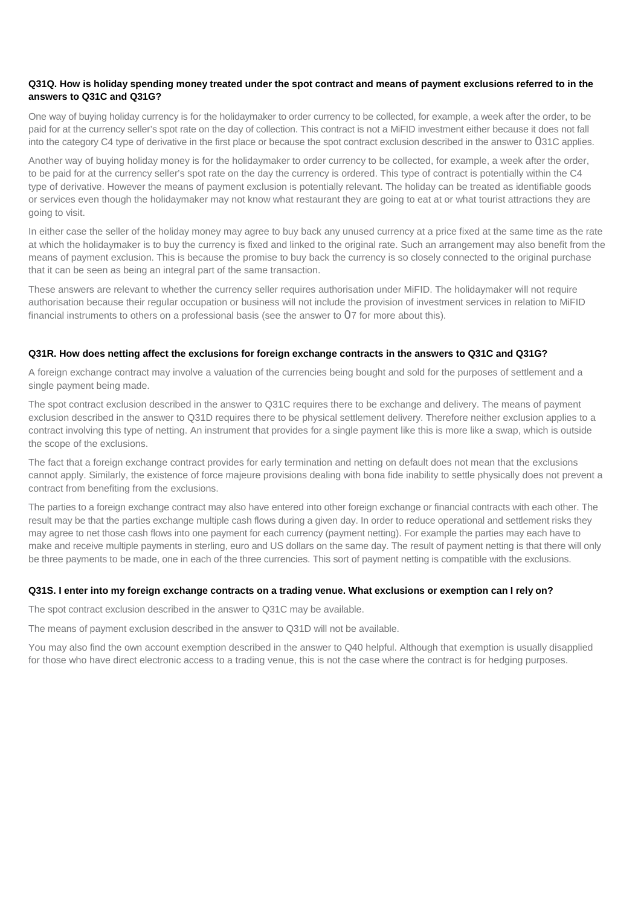**Q31Q. How is holiday spending money treated under the spot contract and means of payment exclusions referred to in the answers to Q31C and Q31G?**

One way of buying holiday currency is for the holidaymaker to order currency to be collected, for example, a week after the order, to be paid for at the currency seller's spot rate on the day of collection. This contract is not a MiFID investment either because it does not fall into the category C4 type of derivative in the first place or because the spot contract exclusion described in the answer to Q31C applies.

Another way of buying holiday money is for the holidaymaker to order currency to be collected, for example, a week after the order, to be paid for at the currency seller's spot rate on the day the currency is ordered. This type of contract is potentially within the C4 type of derivative. However the means of payment exclusion is potentially relevant. The holiday can be treated as identifiable goods or services even though the holidaymaker may not know what restaurant they are going to eat at or what tourist attractions they are going to visit.

In either case the seller of the holiday money may agree to buy back any unused currency at a price fixed at the same time as the rate at which the holidaymaker is to buy the currency is fixed and linked to the original rate. Such an arrangement may also benefit from the means of payment exclusion. This is because the promise to buy back the currency is so closely connected to the original purchase that it can be seen as being an integral part of the same transaction.

These answers are relevant to whether the currency seller requires authorisation under MiFID. The holidaymaker will not require authorisation because their regular occupation or business will not include the provision of investment services in relation to MiFID financial instruments to others on a professional basis (see the answer to Q7 for more about this).

**Q31R. How does netting affect the exclusions for foreign exchange contracts in the answers to Q31C and Q31G?**

A foreign exchange contract may involve a valuation of the currencies being bought and sold for the purposes of settlement and a single payment being made.

The spot contract exclusion described in the answer to Q31C requires there to be exchange and delivery. The means of payment exclusion described in the answer to Q31D requires there to be physical settlement delivery. Therefore neither exclusion applies to a contract involving this type of netting. An instrument that provides for a single payment like this is more like a swap, which is outside the scope of the exclusions.

The fact that a foreign exchange contract provides for early termination and netting on default does not mean that the exclusions cannot apply. Similarly, the existence of force majeure provisions dealing with bona fide inability to settle physically does not prevent a contract from benefiting from the exclusions.

The parties to a foreign exchange contract may also have entered into other foreign exchange or financial contracts with each other. The result may be that the parties exchange multiple cash flows during a given day. In order to reduce operational and settlement risks they may agree to net those cash flows into one payment for each currency (payment netting). For example the parties may each have to make and receive multiple payments in sterling, euro and US dollars on the same day. The result of payment netting is that there will only be three payments to be made, one in each of the three currencies. This sort of payment netting is compatible with the exclusions.

**Q31S. I enter into my foreign exchange contracts on a trading venue. What exclusions or exemption can I rely on?**

The spot contract exclusion described in the answer to Q31C may be available.

The means of payment exclusion described in the answer to Q31D will not be available.

You may also find the own account exemption described in the answer to Q40 helpful. Although that exemption is usually disapplied for those who have direct electronic access to a trading venue, this is not the case where the contract is for hedging purposes.